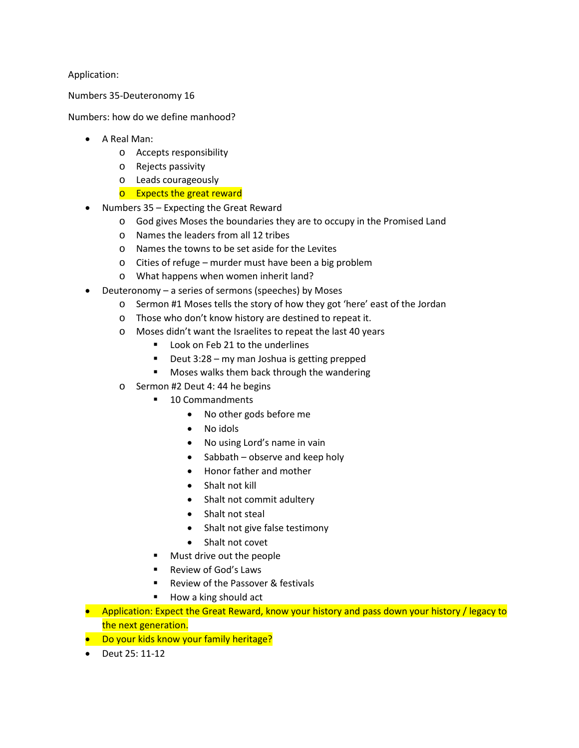Application:

Numbers 35-Deuteronomy 16

Numbers: how do we define manhood?

- A Real Man:
  - Accepts responsibility
  - Rejects passivity
  - Leads courageously
  - Expects the great reward
- Numbers 35 – Expecting the Great Reward
  - God gives Moses the boundaries they are to occupy in the Promised Land
  - Names the leaders from all 12 tribes
  - Names the towns to be set aside for the Levites
  - Cities of refuge – murder must have been a big problem
  - What happens when women inherit land?
- Deuteronomy – a series of sermons (speeches) by Moses
  - Sermon #1 Moses tells the story of how they got 'here' east of the Jordan
  - Those who don't know history are destined to repeat it.
  - Moses didn't want the Israelites to repeat the last 40 years
    - Look on Feb 21 to the underlines
    - Deut 3:28 – my man Joshua is getting prepped
    - Moses walks them back through the wandering
  - Sermon #2 Deut 4: 44 he begins
    - 10 Commandments
      - No other gods before me
      - No idols
      - No using Lord's name in vain
      - Sabbath – observe and keep holy
      - Honor father and mother
      - Shalt not kill
      - Shalt not commit adultery
      - Shalt not steal
      - Shalt not give false testimony
      - Shalt not covet
    - Must drive out the people
    - Review of God's Laws
    - Review of the Passover & festivals
    - How a king should act
- Application: Expect the Great Reward, know your history and pass down your history / legacy to the next generation.
- Do your kids know your family heritage?
- Deut 25: 11-12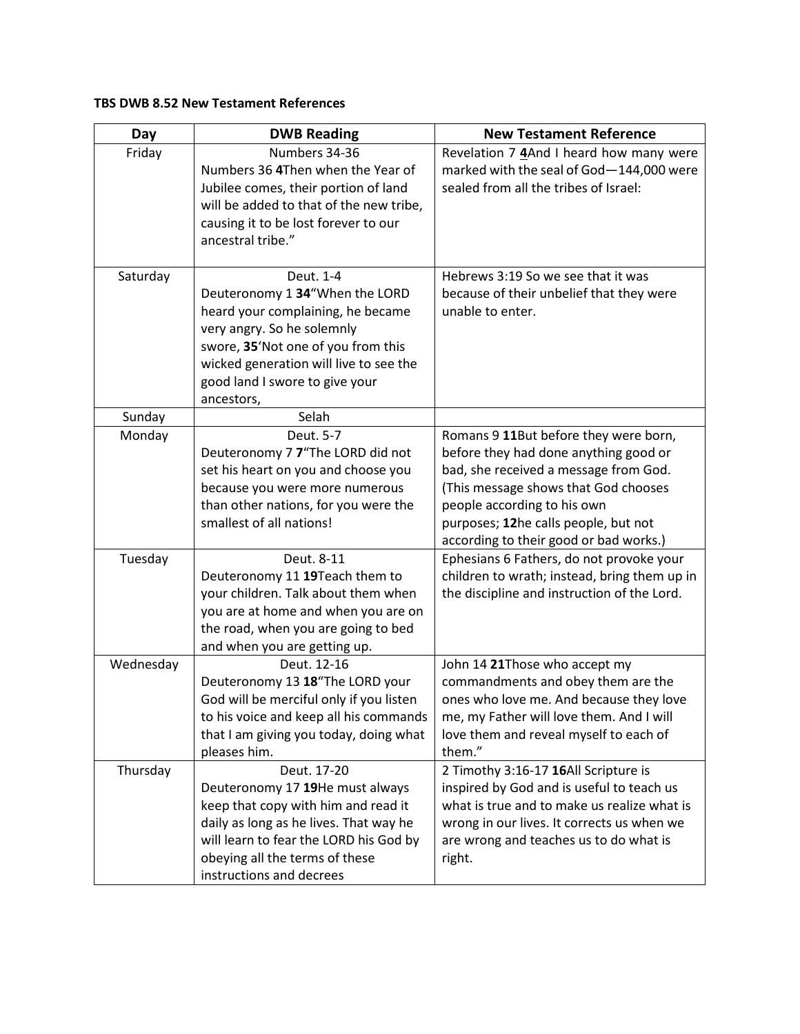**TBS DWB 8.52 New Testament References**

| Day | DWB Reading | New Testament Reference |
|---|---|---|
| Friday | Numbers 34-36<br>Numbers 36 **4**Then when the Year of Jubilee comes, their portion of land will be added to that of the new tribe, causing it to be lost forever to our ancestral tribe." | Revelation 7 **4**And I heard how many were marked with the seal of God—144,000 were sealed from all the tribes of Israel: |
| Saturday | Deut. 1-4<br>Deuteronomy 1 **34**"When the LORD heard your complaining, he became very angry. So he solemnly swore, **35**'Not one of you from this wicked generation will live to see the good land I swore to give your ancestors, | Hebrews 3:19 So we see that it was because of their unbelief that they were unable to enter. |
| Sunday | Selah | |
| Monday | Deut. 5-7<br>Deuteronomy 7 **7**"The LORD did not set his heart on you and choose you because you were more numerous than other nations, for you were the smallest of all nations! | Romans 9 **11**But before they were born, before they had done anything good or bad, she received a message from God. (This message shows that God chooses people according to his own purposes; **12**he calls people, but not according to their good or bad works.) |
| Tuesday | Deut. 8-11<br>Deuteronomy 11 **19**Teach them to your children. Talk about them when you are at home and when you are on the road, when you are going to bed and when you are getting up. | Ephesians 6 Fathers, do not provoke your children to wrath; instead, bring them up in the discipline and instruction of the Lord. |
| Wednesday | Deut. 12-16<br>Deuteronomy 13 **18**"The LORD your God will be merciful only if you listen to his voice and keep all his commands that I am giving you today, doing what pleases him. | John 14 **21**Those who accept my commandments and obey them are the ones who love me. And because they love me, my Father will love them. And I will love them and reveal myself to each of them." |
| Thursday | Deut. 17-20<br>Deuteronomy 17 **19**He must always keep that copy with him and read it daily as long as he lives. That way he will learn to fear the LORD his God by obeying all the terms of these instructions and decrees | 2 Timothy 3:16-17 **16**All Scripture is inspired by God and is useful to teach us what is true and to make us realize what is wrong in our lives. It corrects us when we are wrong and teaches us to do what is right. |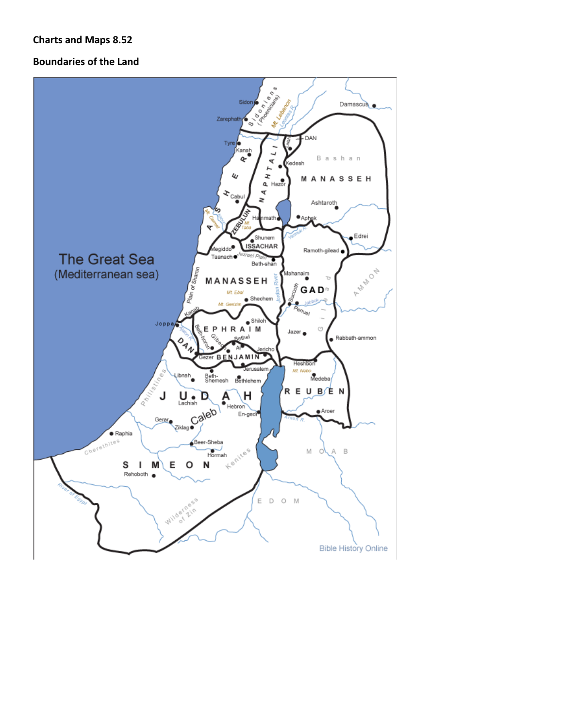**Charts and Maps 8.52**

**Boundaries of the Land**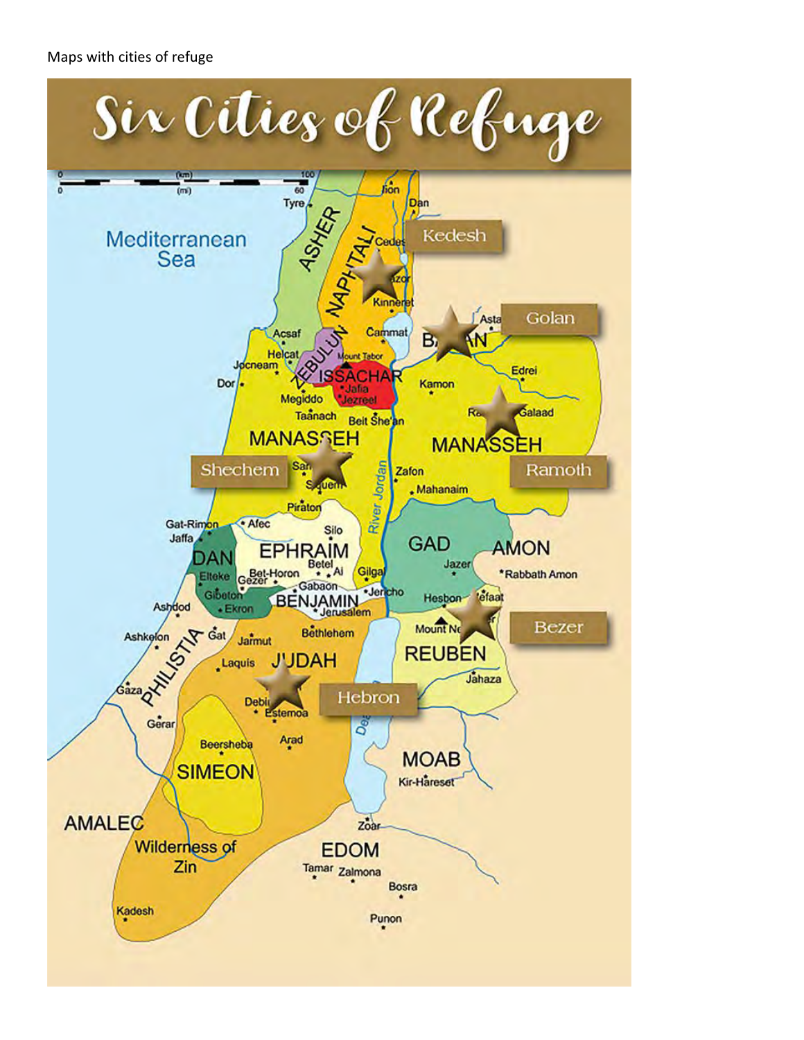Maps with cities of refuge

# Six Cities of Refuge

- Kedesh
- Golan
- Shechem
- Ramoth
- Bezer
- Hebron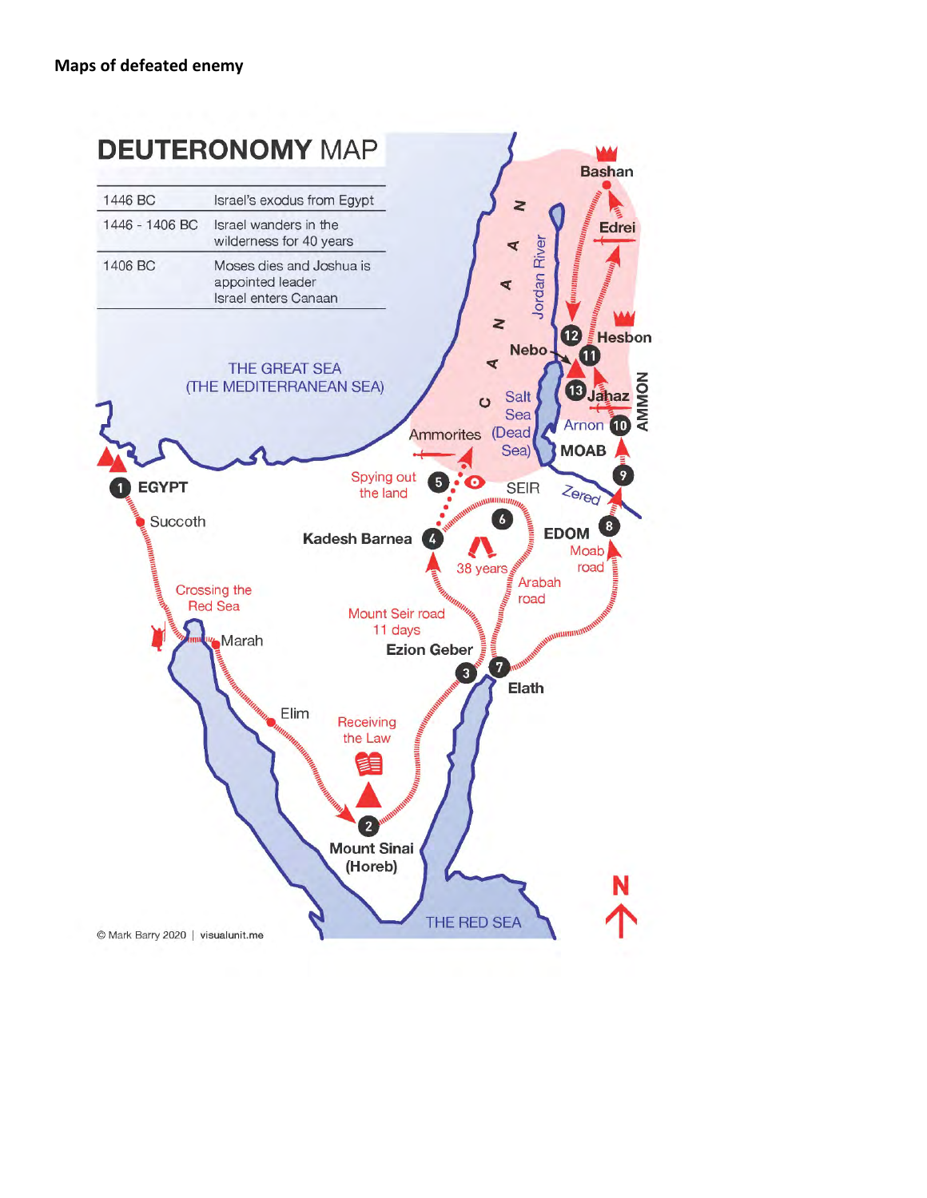**Maps of defeated enemy**

# DEUTERONOMY MAP

| | |
|---|---|
| 1446 BC | Israel's exodus from Egypt |
| 1446 - 1406 BC | Israel wanders in the wilderness for 40 years |
| 1406 BC | Moses dies and Joshua is appointed leader Israel enters Canaan |

THE GREAT SEA (THE MEDITERRANEAN SEA)

CANAAN

Jordan River

Bashan

Edrei

Hesbon

Nebo

Salt Sea (Dead Sea)

Jahaz

Arnon

AMMON

MOAB

Ammorites

Spying out the land

SEIR

Zered

EDOM

Moab road

Kadesh Barnea

38 years

Arabah road

1 EGYPT

Succoth

Crossing the Red Sea

Marah

Mount Seir road 11 days

Ezion Geber

Elath

Elim

Receiving the Law

2 Mount Sinai (Horeb)

THE RED SEA

N

© Mark Barry 2020 | visualunit.me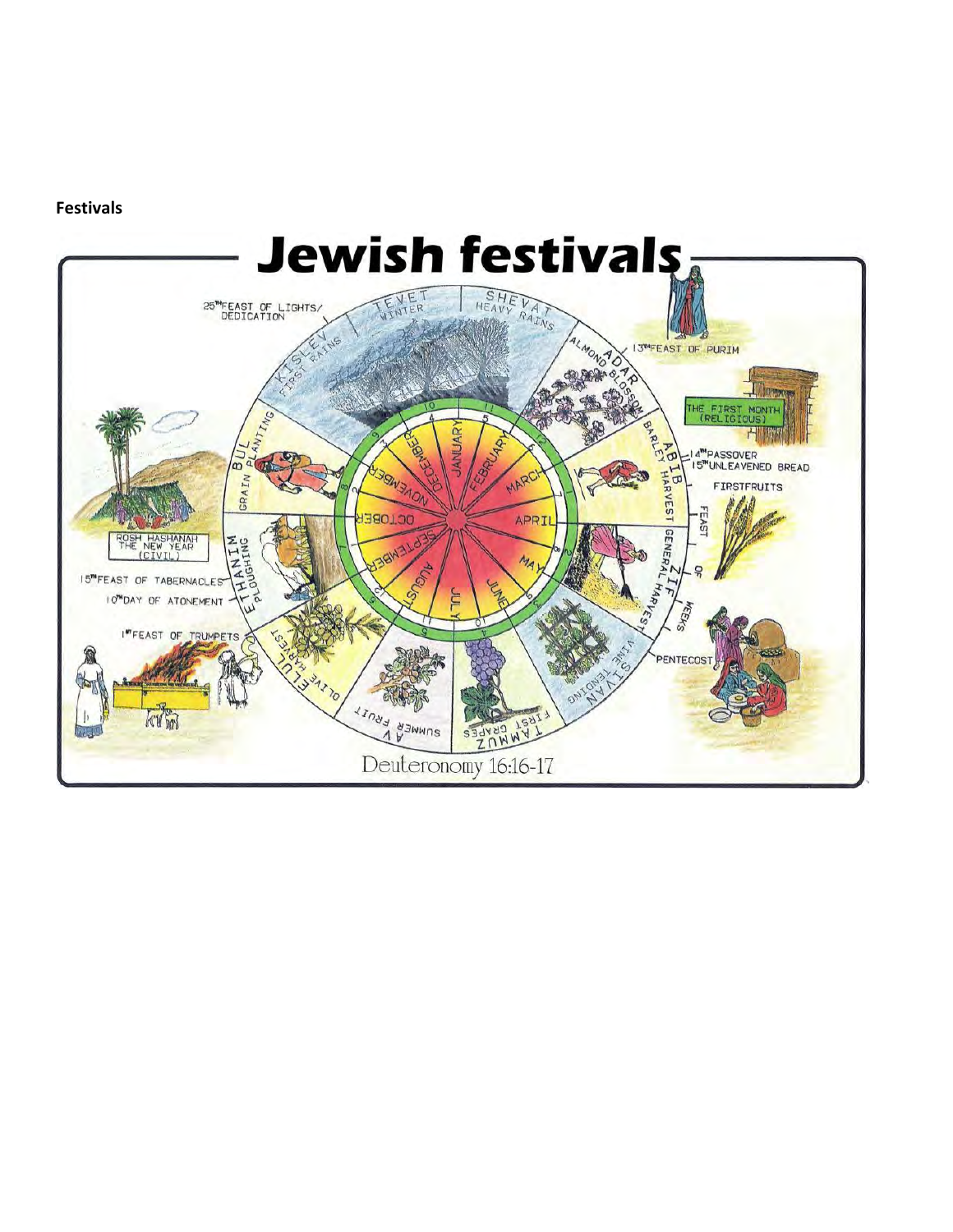**Festivals**

# Jewish festivals

25[TH] FEAST OF LIGHTS/ DEDICATION

KISLEV FIRST RAINS

TEVET WINTER

SHEVAT HEAVY RAINS

ADAR ALMOND BLOSSOM

13[TH] FEAST OF PURIM

THE FIRST MONTH (RELIGIOUS)

ABIB BARLEY HARVEST

14[TH] PASSOVER

15[TH] UNLEAVENED BREAD

FIRSTFRUITS

ZIF GENERAL HARVEST

FEAST OF WEEKS

PENTECOST

SIVAN VINE TENDING

TAMMUZ FIRST GRAPES

AV SUMMER FRUIT

ELUL OLIVE HARVEST

1[ST] FEAST OF TRUMPETS

10[TH] DAY OF ATONEMENT

15[TH] FEAST OF TABERNACLES

ROSH HASHANAH THE NEW YEAR (CIVIL)

ETHANIM PLOUGHING

BUL GRAIN PLANTING

JANUARY, FEBRUARY, MARCH, APRIL, MAY, JUNE, JULY, AUGUST, SEPTEMBER, OCTOBER, NOVEMBER, DECEMBER

Deuteronomy 16:16-17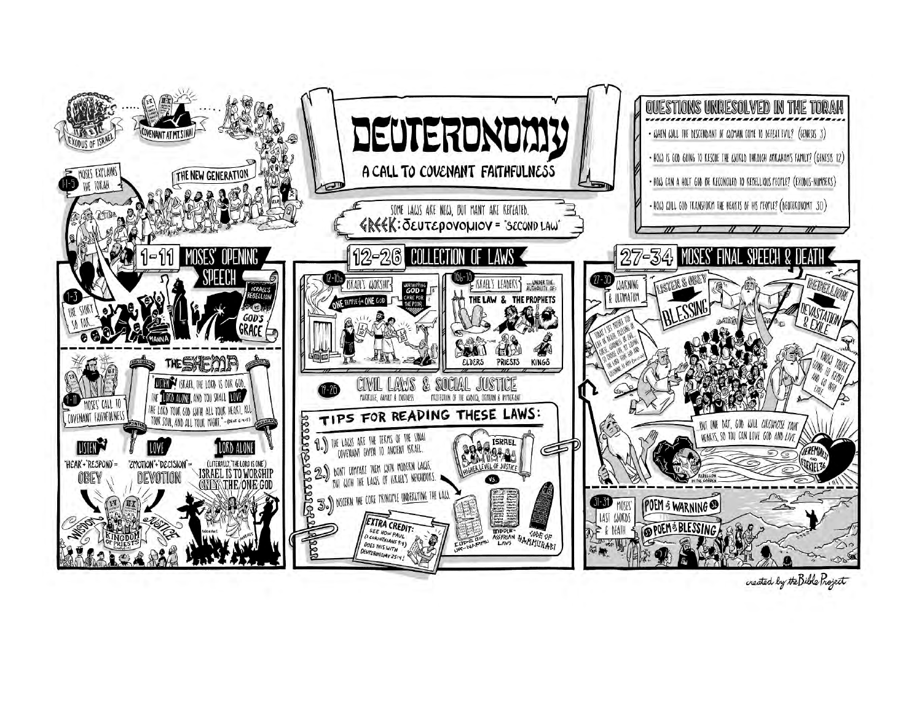# DEUTERONOMY

## A CALL TO COVENANT FAITHFULNESS

SOME LAWS ARE NEW, BUT MANY ARE REPEATED.
GREEK: δευτερονομιον = "SECOND LAW"

EXODUS OF ISRAEL ..... COVENANT AT MT. SINAI .....

1:1-5 MOSES EXPLAINS THE TORAH

THE NEW GENERATION

## QUESTIONS UNRESOLVED IN THE TORAH

- WHEN WILL THE DESCENDANT OF WOMAN COME TO DEFEAT EVIL? (GENESIS 3)
- HOW IS GOD GOING TO RESCUE THE WORLD THROUGH ABRAHAM'S FAMILY? (GENESIS 12)
- HOW CAN A HOLY GOD BE RECONCILED TO REBELLIOUS PEOPLE? (EXODUS-NUMBERS)
- HOW WILL GOD TRANSFORM THE HEARTS OF HIS PEOPLE? (DEUTERONOMY 30)

## 1-11 MOSES' OPENING SPEECH

1-3 THE STORY SO FAR...

MANNA

ISRAEL'S REBELLION

GOD'S GRACE

4-11 MOSES' CALL TO COVENANT FAITHFULNESS

### THE SHEMA

"LISTEN, ISRAEL, THE LORD IS OUR GOD, THE LORD ALONE, AND YOU SHALL LOVE THE LORD YOUR GOD WITH ALL YOUR HEART, ALL YOUR SOUL, AND ALL YOUR MIGHT." (DEUT 6:4-5)

LISTEN
"HEAR" + "RESPOND" = OBEY

LOVE
"EMOTION" + "DECISION" = DEVOTION

LORD ALONE
(LITERALLY, "THE LORD IS ONE")
ISRAEL IS TO WORSHIP ONLY THE ONE GOD

WISDOM — KINGDOM OF PRIESTS — JUSTICE

## 12-26 COLLECTION OF LAWS

12-16a ISRAEL'S WORSHIP

ONE TEMPLE for ONE GOD

WORSHIPPING GOD = CARE FOR THE POOR

16b-18 ISRAEL'S LEADERS ...UNDER THE AUTHORITY OF:

THE LAW & THE PROPHETS

ELDERS — PRIESTS — KINGS

19-26 CIVIL LAWS & SOCIAL JUSTICE

MARRIAGE, FAMILY & BUSINESS — PROTECTION OF THE WIDOW, ORPHAN & IMMIGRANT

### TIPS FOR READING THESE LAWS:

1.) THE LAWS ARE THE TERMS OF THE SINAI COVENANT GIVEN TO ANCIENT ISRAEL.

2.) DON'T COMPARE THEM WITH MODERN LAWS, BUT WITH THE LAWS OF ISRAEL'S NEIGHBORS.

3.) DISCERN THE CORE PRINCIPLE UNDERLYING THE LAW.

ISRAEL — HIGHER LEVEL OF JUSTICE

VS.

CODE OF UR-NAMMU — MIDDLE-ASSYRIAN LAWS — CODE OF HAMMURABI

EXTRA CREDIT: SEE HOW PAUL (1 CORINTHIANS 9:9) DOES THIS WITH DEUTERONOMY 25:4!

## 27-34 MOSES' FINAL SPEECH & DEATH

27-30 WARNING & ULTIMATUM

LISTEN & OBEY → BLESSING

REBELLION → DEVASTATION & EXILE

I KNOW YOU'RE GOING TO REBEL AND GO INTO EXILE.

...BUT ONE DAY, GOD WILL CIRCUMCISE YOUR HEARTS, SO YOU CAN LOVE GOD AND LIVE.

JEREMIAH 31 AND EZEKIEL 36

REBELLION IN THE GARDEN

31-34 MOSES' LAST WORDS & DEATH

POEM of WARNING 32

33 POEM of BLESSING

created by the Bible Project